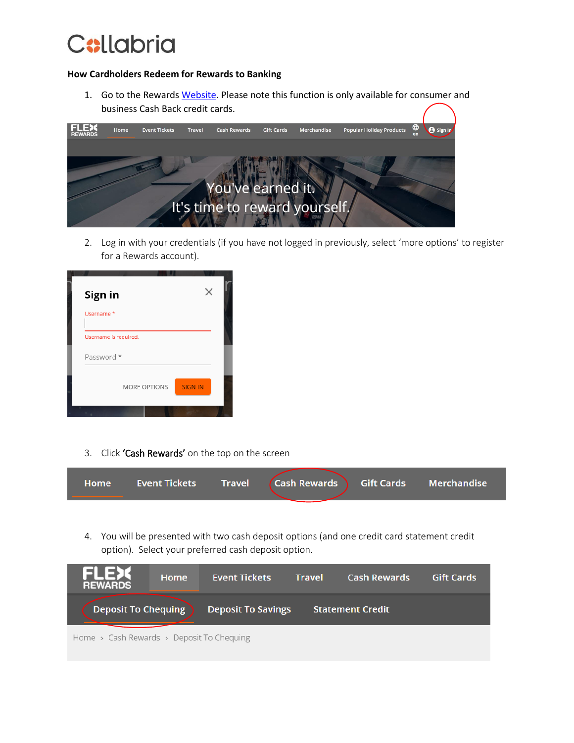# Collabria

**How Cardholders Redeem for Rewards to Banking**

1. Go to the Rewards Website. Please note this function is only available for consumer and business Cash Back credit cards.

2. Log in with your credentials (if you have not logged in previously, select 'more options' to register for a Rewards account).

3. Click **'Cash Rewards'** on the top on the screen

4. You will be presented with two cash deposit options (and one credit card statement credit option). Select your preferred cash deposit option.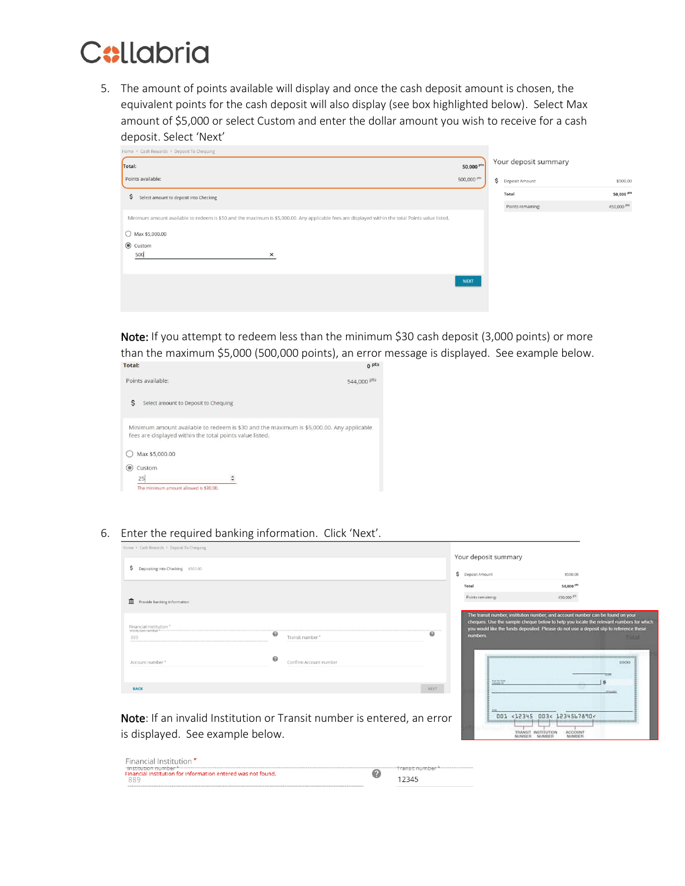5. The amount of points available will display and once the cash deposit amount is chosen, the equivalent points for the cash deposit will also display (see box highlighted below). Select Max amount of $5,000 or select Custom and enter the dollar amount you wish to receive for a cash deposit. Select 'Next'

**Note:** If you attempt to redeem less than the minimum $30 cash deposit (3,000 points) or more than the maximum $5,000 (500,000 points), an error message is displayed. See example below.

6. Enter the required banking information. Click 'Next'.

**Note**: If an invalid Institution or Transit number is entered, an error is displayed. See example below.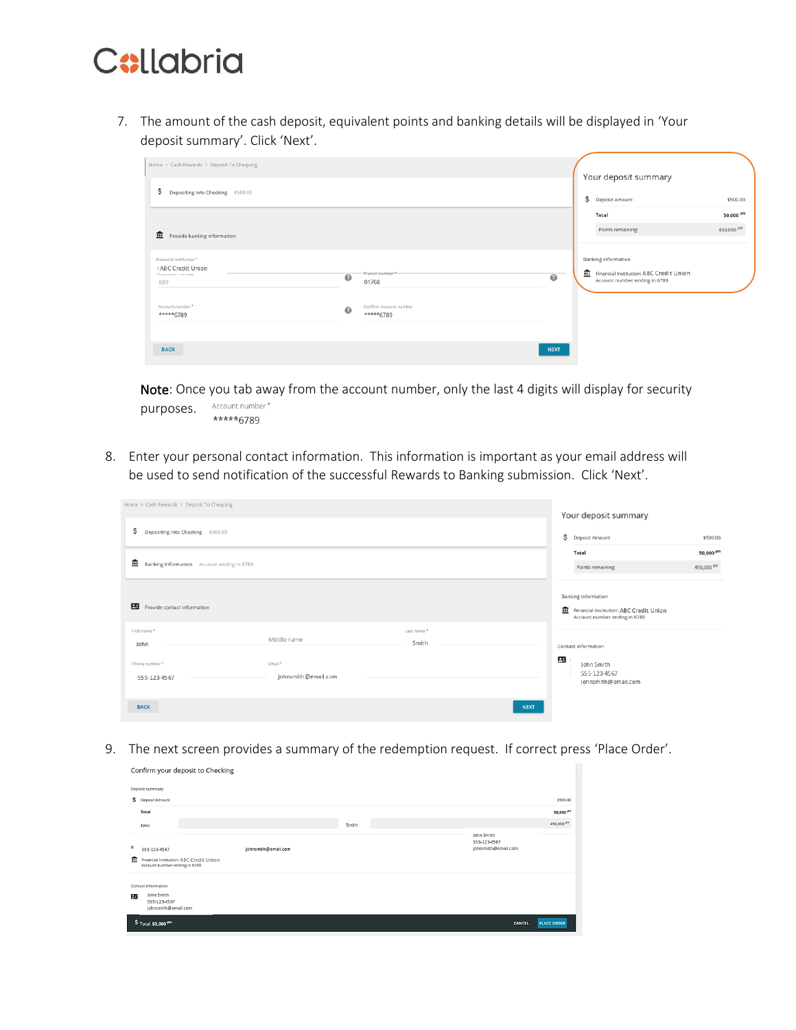7. The amount of the cash deposit, equivalent points and banking details will be displayed in 'Your deposit summary'. Click 'Next'.

Home › Cash Rewards › Deposit To Chequing

Depositing into Checking $500.00

Provide banking information

Financial Institution *
ABC Credit Union

Institution number
889

Transit number *
01768

Account number *
*****6789

Confirm Account number
*****6789

BACK NEXT

Your deposit summary

Deposit Amount $500.00

Total 50,000 pts

Points remaining: 450,000 pts

Banking information

Financial Institution: ABC Credit Union
Account number ending in 6789

**Note**: Once you tab away from the account number, only the last 4 digits will display for security purposes.

Account number *
*****6789

8. Enter your personal contact information. This information is important as your email address will be used to send notification of the successful Rewards to Banking submission. Click 'Next'.

Home › Cash Rewards › Deposit To Chequing

Depositing into Checking $500.00

Banking Information Account ending in 6789

Provide contact information

First name *
John

Middle name

Last name *
Smith

Phone number *
555-123-4567

Email *
johnsmith@email.com

BACK NEXT

Your deposit summary

Deposit Amount $500.00

Total 50,000 pts

Points remaining: 450,000 pts

Banking information

Financial Institution: ABC Credit Union
Account number ending in 6789

Contact information

John Smith
555-123-4567
johnsmith@email.com

9. The next screen provides a summary of the redemption request. If correct press 'Place Order'.

Confirm your deposit to Checking

Deposit summary

Deposit Amount $500.00

Total 50,000 pts

John Smith 450,000 pts

John Smith
555-123-4567
johnsmith@email.com

555-123-4567 johnsmith@email.com

Financial Institution: ABC Credit Union
Account number ending in 6789

Contact information

John Smith
555-123-4567
johnsmith@email.com

Total: 50,000 pts CANCEL PLACE ORDER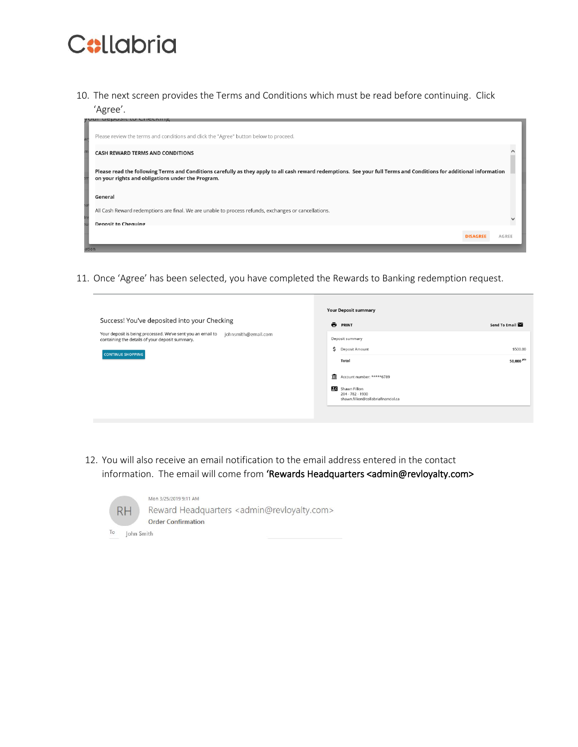10. The next screen provides the Terms and Conditions which must be read before continuing. Click 'Agree'.

Please review the terms and conditions and click the "Agree" button below to proceed.

**CASH REWARD TERMS AND CONDITIONS**

**Please read the following Terms and Conditions carefully as they apply to all cash reward redemptions. See your full Terms and Conditions for additional information on your rights and obligations under the Program.**

**General**

All Cash Reward redemptions are final. We are unable to process refunds, exchanges or cancellations.

**Deposit to Chequing**

DISAGREE AGREE

11. Once 'Agree' has been selected, you have completed the Rewards to Banking redemption request.

Success! You've deposited into your Checking

Your deposit is being processed. We've sent you an email to johnsmith@email.com containing the details of your deposit summary.

CONTINUE SHOPPING

**Your Deposit summary**

PRINT Send To Email

Deposit summary

| | |
|---|---|
| Deposit Amount | $500.00 |
| Total | 50,000 pts |

Account number: *****6789

Shawn Fillion
204 - 782 - 1930
shawn.fillion@collabriafinancial.ca

12. You will also receive an email notification to the email address entered in the contact information. The email will come from **'Rewards Headquarters <admin@revloyalty.com>**

Mon 3/25/2019 9:11 AM
Reward Headquarters <admin@revloyalty.com>
Order Confirmation
To John Smith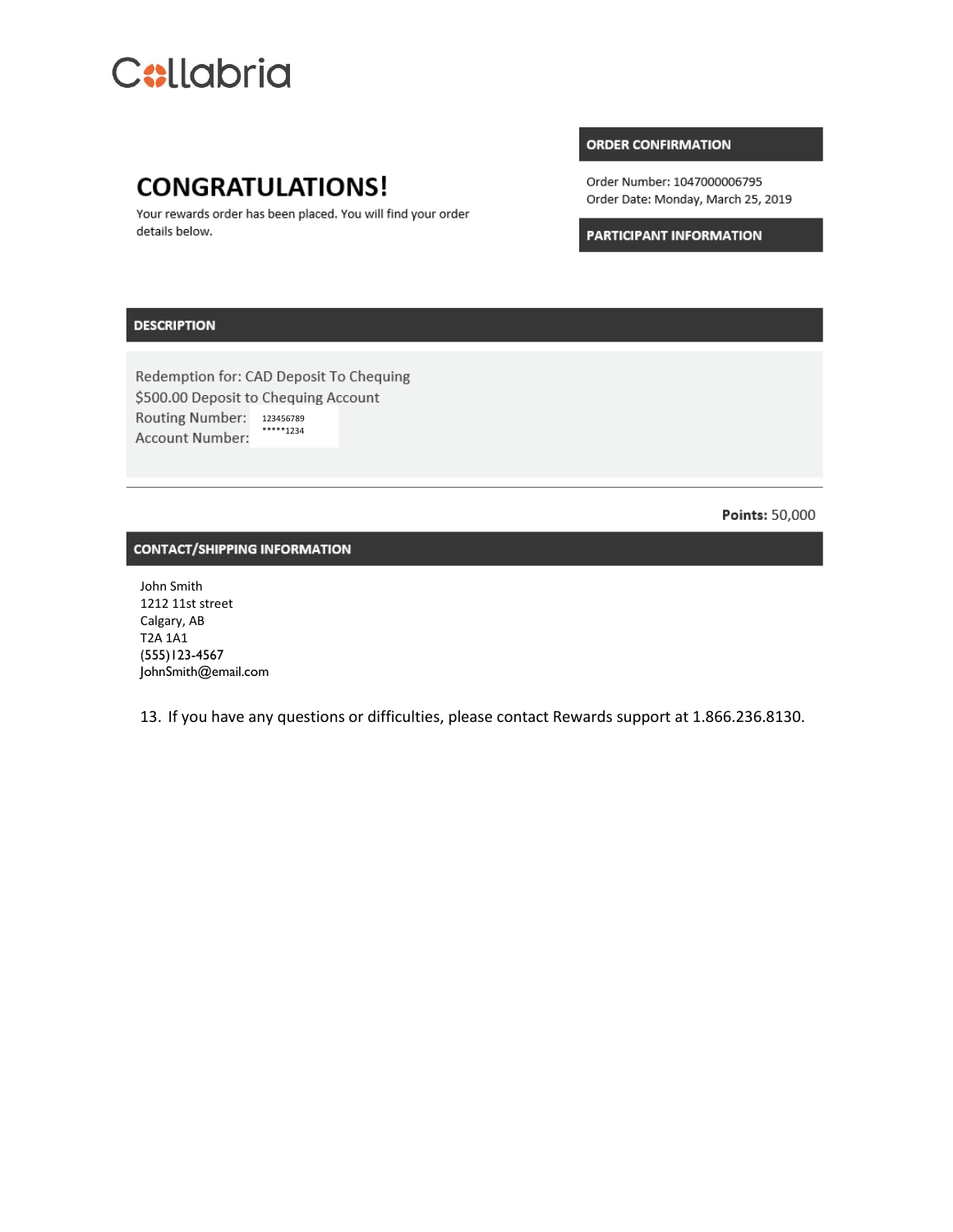Collabria

**ORDER CONFIRMATION**

Order Number: 1047000006795
Order Date: Monday, March 25, 2019

**PARTICIPANT INFORMATION**

# CONGRATULATIONS!

Your rewards order has been placed. You will find your order details below.

**DESCRIPTION**

Redemption for: CAD Deposit To Chequing
$500.00 Deposit to Chequing Account
Routing Number: 123456789
Account Number: *****1234

**Points:** 50,000

**CONTACT/SHIPPING INFORMATION**

John Smith
1212 11st street
Calgary, AB
T2A 1A1
(555)123-4567
JohnSmith@email.com

13. If you have any questions or difficulties, please contact Rewards support at 1.866.236.8130.